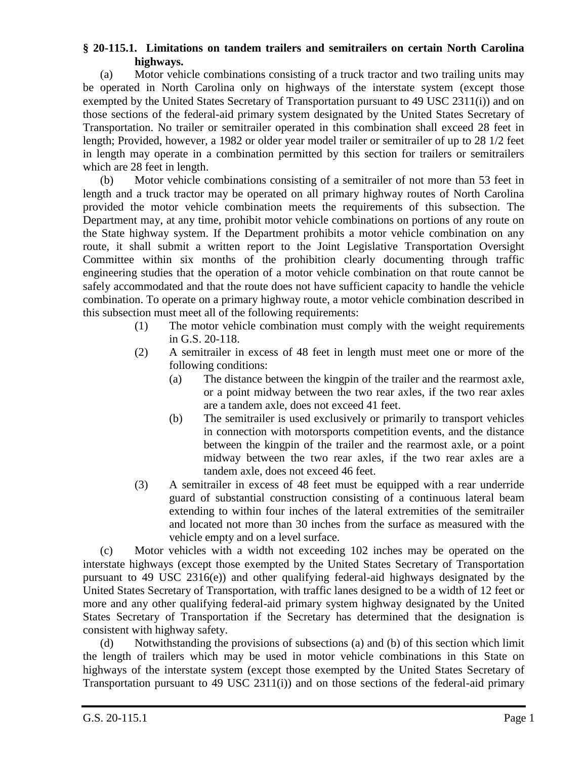**§ 20-115.1. Limitations on tandem trailers and semitrailers on certain North Carolina highways.**

(a) Motor vehicle combinations consisting of a truck tractor and two trailing units may be operated in North Carolina only on highways of the interstate system (except those exempted by the United States Secretary of Transportation pursuant to 49 USC 2311(i)) and on those sections of the federal-aid primary system designated by the United States Secretary of Transportation. No trailer or semitrailer operated in this combination shall exceed 28 feet in length; Provided, however, a 1982 or older year model trailer or semitrailer of up to 28 1/2 feet in length may operate in a combination permitted by this section for trailers or semitrailers which are 28 feet in length.

(b) Motor vehicle combinations consisting of a semitrailer of not more than 53 feet in length and a truck tractor may be operated on all primary highway routes of North Carolina provided the motor vehicle combination meets the requirements of this subsection. The Department may, at any time, prohibit motor vehicle combinations on portions of any route on the State highway system. If the Department prohibits a motor vehicle combination on any route, it shall submit a written report to the Joint Legislative Transportation Oversight Committee within six months of the prohibition clearly documenting through traffic engineering studies that the operation of a motor vehicle combination on that route cannot be safely accommodated and that the route does not have sufficient capacity to handle the vehicle combination. To operate on a primary highway route, a motor vehicle combination described in this subsection must meet all of the following requirements:

(1) The motor vehicle combination must comply with the weight requirements in G.S. 20-118.

(2) A semitrailer in excess of 48 feet in length must meet one or more of the following conditions:

(a) The distance between the kingpin of the trailer and the rearmost axle, or a point midway between the two rear axles, if the two rear axles are a tandem axle, does not exceed 41 feet.

(b) The semitrailer is used exclusively or primarily to transport vehicles in connection with motorsports competition events, and the distance between the kingpin of the trailer and the rearmost axle, or a point midway between the two rear axles, if the two rear axles are a tandem axle, does not exceed 46 feet.

(3) A semitrailer in excess of 48 feet must be equipped with a rear underride guard of substantial construction consisting of a continuous lateral beam extending to within four inches of the lateral extremities of the semitrailer and located not more than 30 inches from the surface as measured with the vehicle empty and on a level surface.

(c) Motor vehicles with a width not exceeding 102 inches may be operated on the interstate highways (except those exempted by the United States Secretary of Transportation pursuant to 49 USC 2316(e)) and other qualifying federal-aid highways designated by the United States Secretary of Transportation, with traffic lanes designed to be a width of 12 feet or more and any other qualifying federal-aid primary system highway designated by the United States Secretary of Transportation if the Secretary has determined that the designation is consistent with highway safety.

(d) Notwithstanding the provisions of subsections (a) and (b) of this section which limit the length of trailers which may be used in motor vehicle combinations in this State on highways of the interstate system (except those exempted by the United States Secretary of Transportation pursuant to 49 USC 2311(i)) and on those sections of the federal-aid primary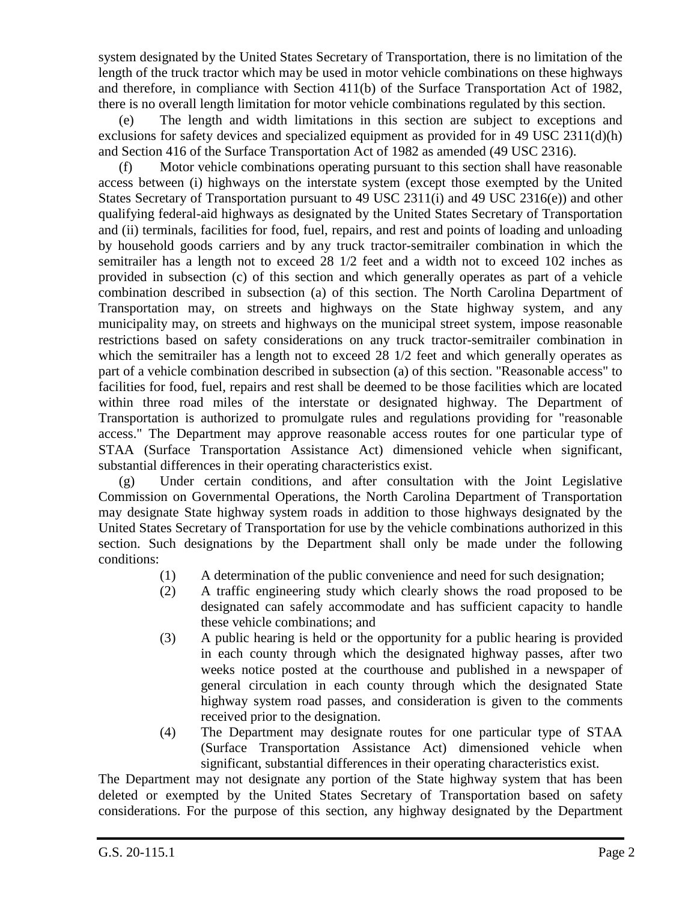system designated by the United States Secretary of Transportation, there is no limitation of the length of the truck tractor which may be used in motor vehicle combinations on these highways and therefore, in compliance with Section 411(b) of the Surface Transportation Act of 1982, there is no overall length limitation for motor vehicle combinations regulated by this section.

(e) The length and width limitations in this section are subject to exceptions and exclusions for safety devices and specialized equipment as provided for in 49 USC 2311(d)(h) and Section 416 of the Surface Transportation Act of 1982 as amended (49 USC 2316).

(f) Motor vehicle combinations operating pursuant to this section shall have reasonable access between (i) highways on the interstate system (except those exempted by the United States Secretary of Transportation pursuant to 49 USC 2311(i) and 49 USC 2316(e)) and other qualifying federal-aid highways as designated by the United States Secretary of Transportation and (ii) terminals, facilities for food, fuel, repairs, and rest and points of loading and unloading by household goods carriers and by any truck tractor-semitrailer combination in which the semitrailer has a length not to exceed 28 1/2 feet and a width not to exceed 102 inches as provided in subsection (c) of this section and which generally operates as part of a vehicle combination described in subsection (a) of this section. The North Carolina Department of Transportation may, on streets and highways on the State highway system, and any municipality may, on streets and highways on the municipal street system, impose reasonable restrictions based on safety considerations on any truck tractor-semitrailer combination in which the semitrailer has a length not to exceed 28 1/2 feet and which generally operates as part of a vehicle combination described in subsection (a) of this section. "Reasonable access" to facilities for food, fuel, repairs and rest shall be deemed to be those facilities which are located within three road miles of the interstate or designated highway. The Department of Transportation is authorized to promulgate rules and regulations providing for "reasonable access." The Department may approve reasonable access routes for one particular type of STAA (Surface Transportation Assistance Act) dimensioned vehicle when significant, substantial differences in their operating characteristics exist.

(g) Under certain conditions, and after consultation with the Joint Legislative Commission on Governmental Operations, the North Carolina Department of Transportation may designate State highway system roads in addition to those highways designated by the United States Secretary of Transportation for use by the vehicle combinations authorized in this section. Such designations by the Department shall only be made under the following conditions:

(1) A determination of the public convenience and need for such designation;

(2) A traffic engineering study which clearly shows the road proposed to be designated can safely accommodate and has sufficient capacity to handle these vehicle combinations; and

(3) A public hearing is held or the opportunity for a public hearing is provided in each county through which the designated highway passes, after two weeks notice posted at the courthouse and published in a newspaper of general circulation in each county through which the designated State highway system road passes, and consideration is given to the comments received prior to the designation.

(4) The Department may designate routes for one particular type of STAA (Surface Transportation Assistance Act) dimensioned vehicle when significant, substantial differences in their operating characteristics exist.

The Department may not designate any portion of the State highway system that has been deleted or exempted by the United States Secretary of Transportation based on safety considerations. For the purpose of this section, any highway designated by the Department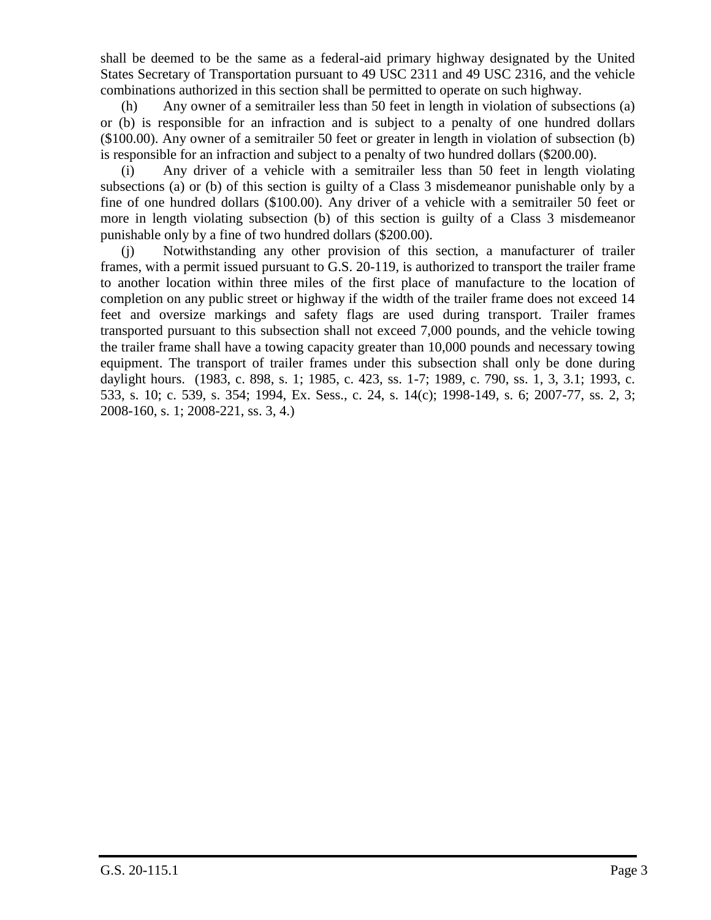shall be deemed to be the same as a federal-aid primary highway designated by the United States Secretary of Transportation pursuant to 49 USC 2311 and 49 USC 2316, and the vehicle combinations authorized in this section shall be permitted to operate on such highway.

(h) Any owner of a semitrailer less than 50 feet in length in violation of subsections (a) or (b) is responsible for an infraction and is subject to a penalty of one hundred dollars ($100.00). Any owner of a semitrailer 50 feet or greater in length in violation of subsection (b) is responsible for an infraction and subject to a penalty of two hundred dollars ($200.00).

(i) Any driver of a vehicle with a semitrailer less than 50 feet in length violating subsections (a) or (b) of this section is guilty of a Class 3 misdemeanor punishable only by a fine of one hundred dollars ($100.00). Any driver of a vehicle with a semitrailer 50 feet or more in length violating subsection (b) of this section is guilty of a Class 3 misdemeanor punishable only by a fine of two hundred dollars ($200.00).

(j) Notwithstanding any other provision of this section, a manufacturer of trailer frames, with a permit issued pursuant to G.S. 20-119, is authorized to transport the trailer frame to another location within three miles of the first place of manufacture to the location of completion on any public street or highway if the width of the trailer frame does not exceed 14 feet and oversize markings and safety flags are used during transport. Trailer frames transported pursuant to this subsection shall not exceed 7,000 pounds, and the vehicle towing the trailer frame shall have a towing capacity greater than 10,000 pounds and necessary towing equipment. The transport of trailer frames under this subsection shall only be done during daylight hours. (1983, c. 898, s. 1; 1985, c. 423, ss. 1-7; 1989, c. 790, ss. 1, 3, 3.1; 1993, c. 533, s. 10; c. 539, s. 354; 1994, Ex. Sess., c. 24, s. 14(c); 1998-149, s. 6; 2007-77, ss. 2, 3; 2008-160, s. 1; 2008-221, ss. 3, 4.)